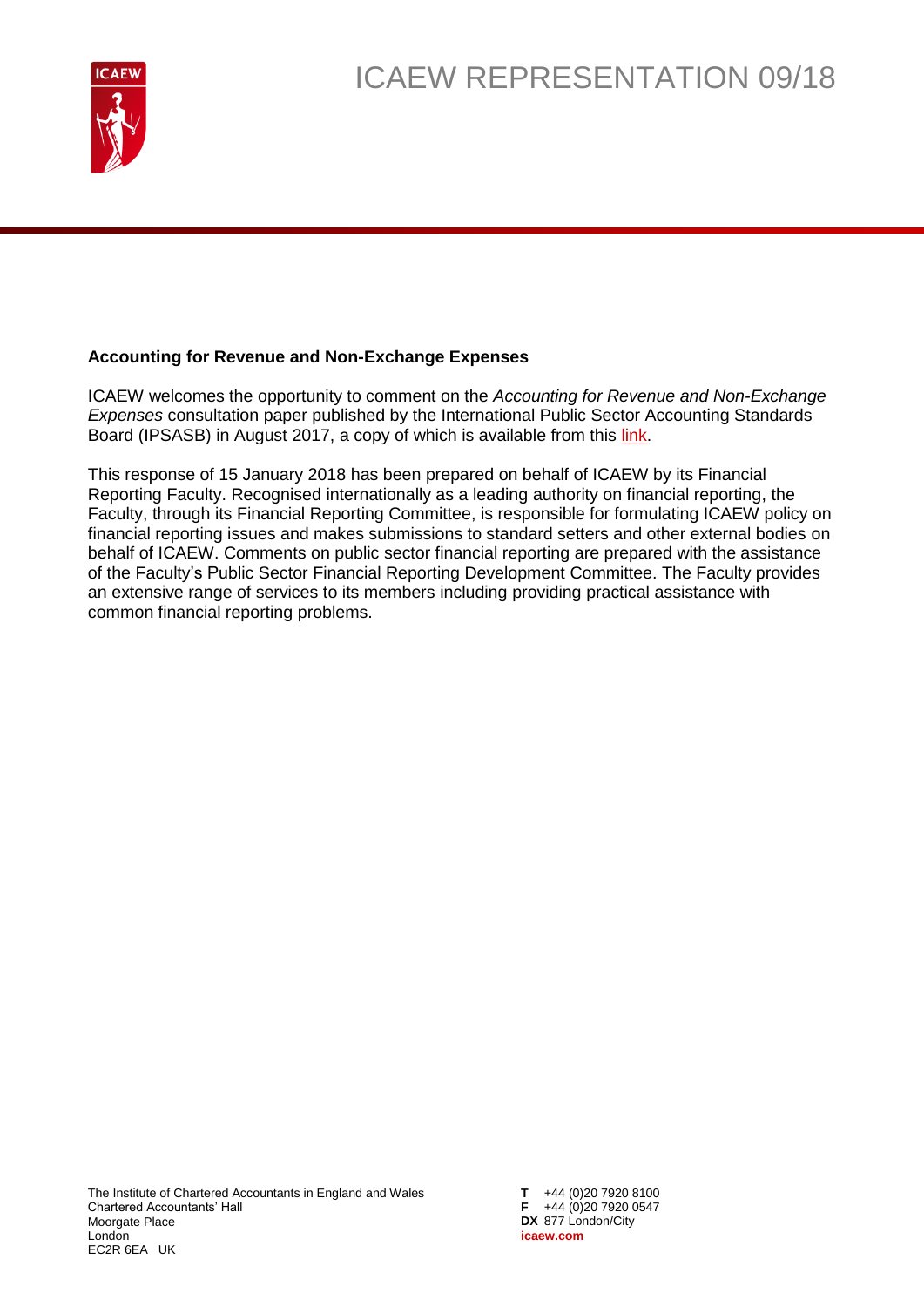# ICAEW REPRESENTATION 09/18

**Accounting for Revenue and Non-Exchange Expenses**

ICAEW welcomes the opportunity to comment on the *Accounting for Revenue and Non-Exchange Expenses* consultation paper published by the International Public Sector Accounting Standards Board (IPSASB) in August 2017, a copy of which is available from this link.

This response of 15 January 2018 has been prepared on behalf of ICAEW by its Financial Reporting Faculty. Recognised internationally as a leading authority on financial reporting, the Faculty, through its Financial Reporting Committee, is responsible for formulating ICAEW policy on financial reporting issues and makes submissions to standard setters and other external bodies on behalf of ICAEW. Comments on public sector financial reporting are prepared with the assistance of the Faculty's Public Sector Financial Reporting Development Committee. The Faculty provides an extensive range of services to its members including providing practical assistance with common financial reporting problems.

The Institute of Chartered Accountants in England and Wales
Chartered Accountants' Hall
Moorgate Place
London
EC2R 6EA UK

**T** +44 (0)20 7920 8100
**F** +44 (0)20 7920 0547
**DX** 877 London/City
**icaew.com**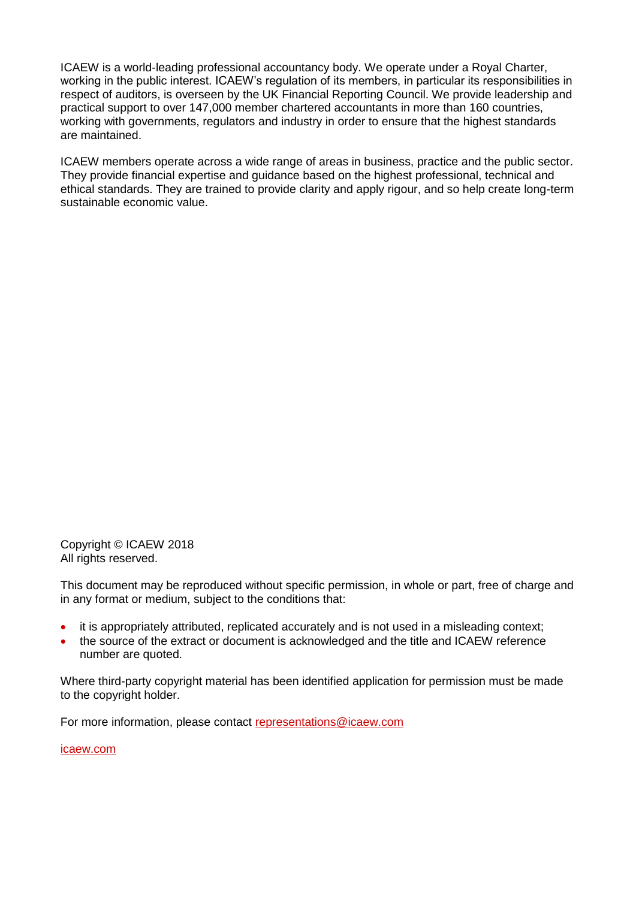ICAEW is a world-leading professional accountancy body. We operate under a Royal Charter, working in the public interest. ICAEW's regulation of its members, in particular its responsibilities in respect of auditors, is overseen by the UK Financial Reporting Council. We provide leadership and practical support to over 147,000 member chartered accountants in more than 160 countries, working with governments, regulators and industry in order to ensure that the highest standards are maintained.

ICAEW members operate across a wide range of areas in business, practice and the public sector. They provide financial expertise and guidance based on the highest professional, technical and ethical standards. They are trained to provide clarity and apply rigour, and so help create long-term sustainable economic value.

Copyright © ICAEW 2018
All rights reserved.

This document may be reproduced without specific permission, in whole or part, free of charge and in any format or medium, subject to the conditions that:

- it is appropriately attributed, replicated accurately and is not used in a misleading context;
- the source of the extract or document is acknowledged and the title and ICAEW reference number are quoted.

Where third-party copyright material has been identified application for permission must be made to the copyright holder.

For more information, please contact representations@icaew.com

icaew.com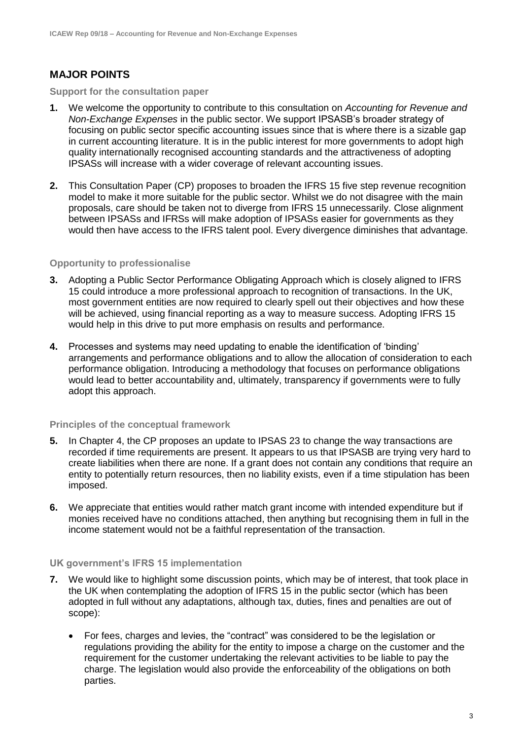## MAJOR POINTS

### Support for the consultation paper

**1.** We welcome the opportunity to contribute to this consultation on *Accounting for Revenue and Non-Exchange Expenses* in the public sector. We support IPSASB's broader strategy of focusing on public sector specific accounting issues since that is where there is a sizable gap in current accounting literature. It is in the public interest for more governments to adopt high quality internationally recognised accounting standards and the attractiveness of adopting IPSASs will increase with a wider coverage of relevant accounting issues.

**2.** This Consultation Paper (CP) proposes to broaden the IFRS 15 five step revenue recognition model to make it more suitable for the public sector. Whilst we do not disagree with the main proposals, care should be taken not to diverge from IFRS 15 unnecessarily. Close alignment between IPSASs and IFRSs will make adoption of IPSASs easier for governments as they would then have access to the IFRS talent pool. Every divergence diminishes that advantage.

### Opportunity to professionalise

**3.** Adopting a Public Sector Performance Obligating Approach which is closely aligned to IFRS 15 could introduce a more professional approach to recognition of transactions. In the UK, most government entities are now required to clearly spell out their objectives and how these will be achieved, using financial reporting as a way to measure success. Adopting IFRS 15 would help in this drive to put more emphasis on results and performance.

**4.** Processes and systems may need updating to enable the identification of 'binding' arrangements and performance obligations and to allow the allocation of consideration to each performance obligation. Introducing a methodology that focuses on performance obligations would lead to better accountability and, ultimately, transparency if governments were to fully adopt this approach.

### Principles of the conceptual framework

**5.** In Chapter 4, the CP proposes an update to IPSAS 23 to change the way transactions are recorded if time requirements are present. It appears to us that IPSASB are trying very hard to create liabilities when there are none. If a grant does not contain any conditions that require an entity to potentially return resources, then no liability exists, even if a time stipulation has been imposed.

**6.** We appreciate that entities would rather match grant income with intended expenditure but if monies received have no conditions attached, then anything but recognising them in full in the income statement would not be a faithful representation of the transaction.

### UK government's IFRS 15 implementation

**7.** We would like to highlight some discussion points, which may be of interest, that took place in the UK when contemplating the adoption of IFRS 15 in the public sector (which has been adopted in full without any adaptations, although tax, duties, fines and penalties are out of scope):

- For fees, charges and levies, the "contract" was considered to be the legislation or regulations providing the ability for the entity to impose a charge on the customer and the requirement for the customer undertaking the relevant activities to be liable to pay the charge. The legislation would also provide the enforceability of the obligations on both parties.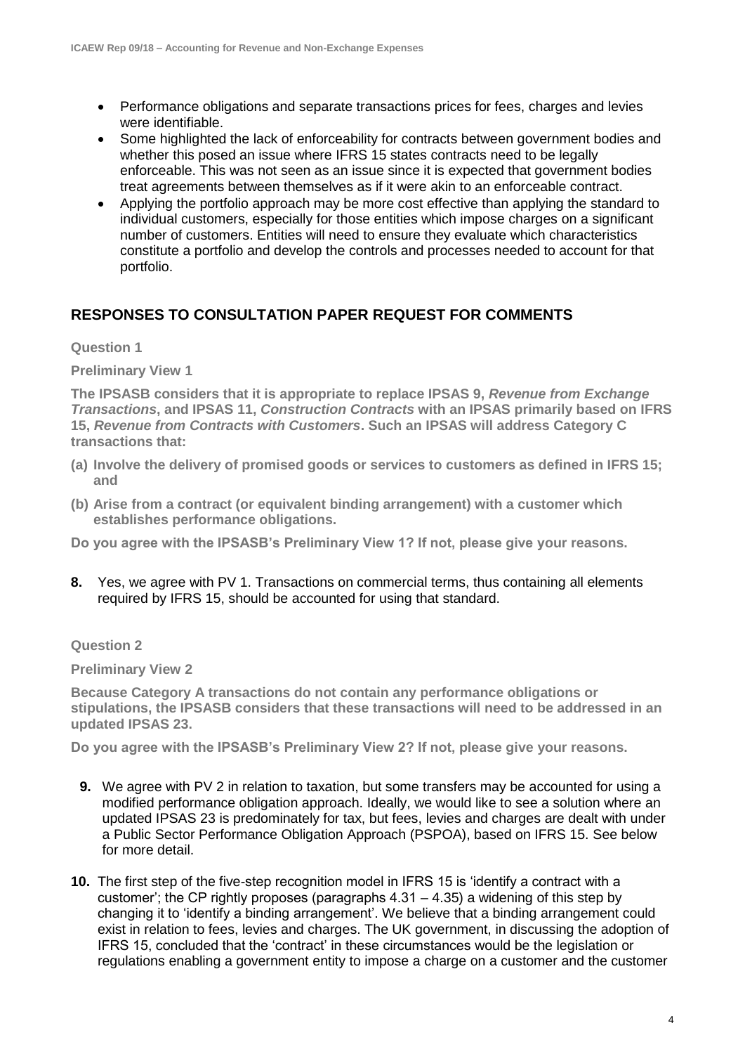- Performance obligations and separate transactions prices for fees, charges and levies were identifiable.
- Some highlighted the lack of enforceability for contracts between government bodies and whether this posed an issue where IFRS 15 states contracts need to be legally enforceable. This was not seen as an issue since it is expected that government bodies treat agreements between themselves as if it were akin to an enforceable contract.
- Applying the portfolio approach may be more cost effective than applying the standard to individual customers, especially for those entities which impose charges on a significant number of customers. Entities will need to ensure they evaluate which characteristics constitute a portfolio and develop the controls and processes needed to account for that portfolio.

## RESPONSES TO CONSULTATION PAPER REQUEST FOR COMMENTS

**Question 1**

**Preliminary View 1**

**The IPSASB considers that it is appropriate to replace IPSAS 9, *Revenue from Exchange Transactions*, and IPSAS 11, *Construction Contracts* with an IPSAS primarily based on IFRS 15, *Revenue from Contracts with Customers*. Such an IPSAS will address Category C transactions that:**

**(a) Involve the delivery of promised goods or services to customers as defined in IFRS 15; and**

**(b) Arise from a contract (or equivalent binding arrangement) with a customer which establishes performance obligations.**

**Do you agree with the IPSASB's Preliminary View 1? If not, please give your reasons.**

**8.** Yes, we agree with PV 1. Transactions on commercial terms, thus containing all elements required by IFRS 15, should be accounted for using that standard.

**Question 2**

**Preliminary View 2**

**Because Category A transactions do not contain any performance obligations or stipulations, the IPSASB considers that these transactions will need to be addressed in an updated IPSAS 23.**

**Do you agree with the IPSASB's Preliminary View 2? If not, please give your reasons.**

**9.** We agree with PV 2 in relation to taxation, but some transfers may be accounted for using a modified performance obligation approach. Ideally, we would like to see a solution where an updated IPSAS 23 is predominately for tax, but fees, levies and charges are dealt with under a Public Sector Performance Obligation Approach (PSPOA), based on IFRS 15. See below for more detail.

**10.** The first step of the five-step recognition model in IFRS 15 is 'identify a contract with a customer'; the CP rightly proposes (paragraphs 4.31 – 4.35) a widening of this step by changing it to 'identify a binding arrangement'. We believe that a binding arrangement could exist in relation to fees, levies and charges. The UK government, in discussing the adoption of IFRS 15, concluded that the 'contract' in these circumstances would be the legislation or regulations enabling a government entity to impose a charge on a customer and the customer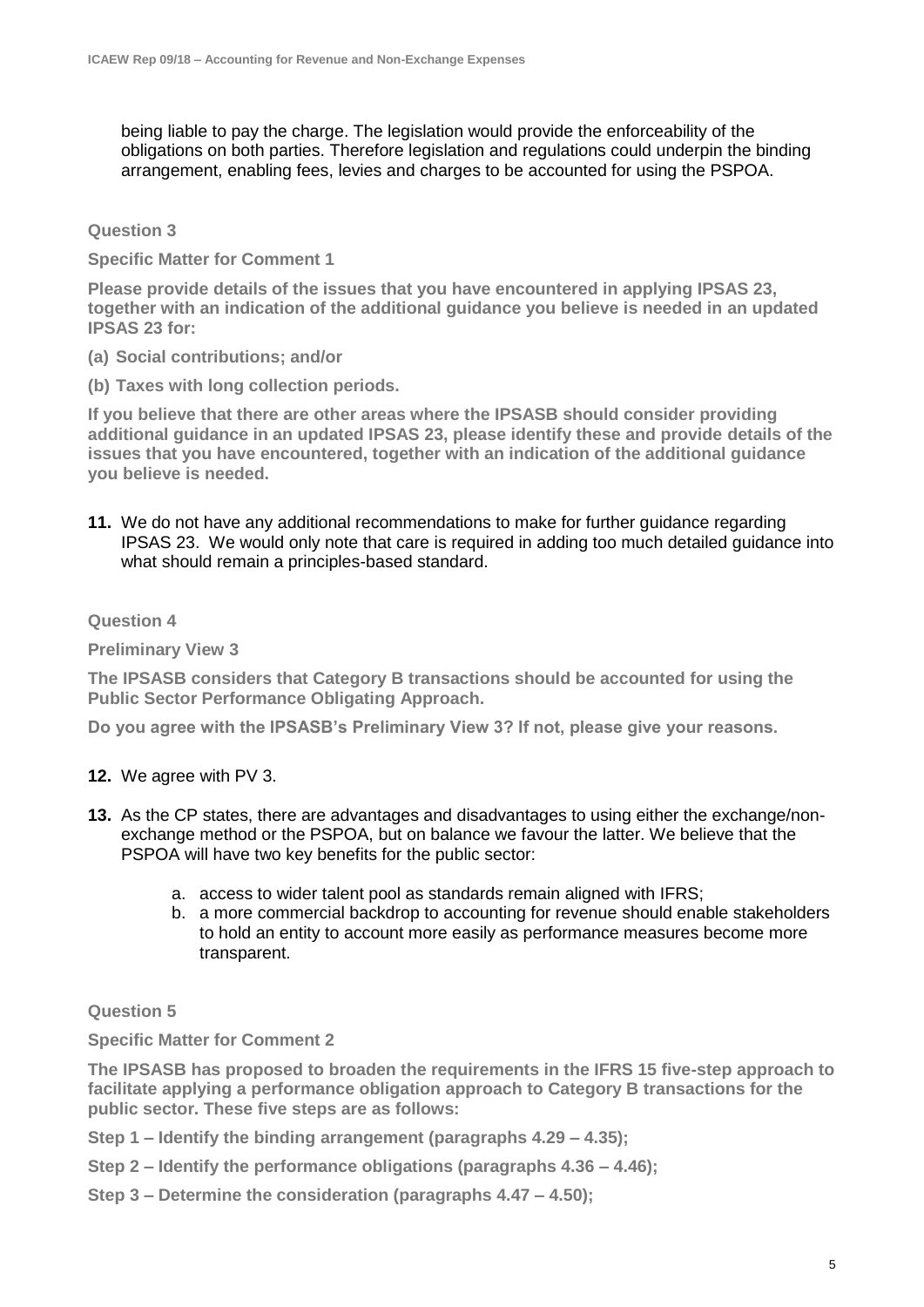being liable to pay the charge. The legislation would provide the enforceability of the obligations on both parties. Therefore legislation and regulations could underpin the binding arrangement, enabling fees, levies and charges to be accounted for using the PSPOA.

**Question 3**

**Specific Matter for Comment 1**

**Please provide details of the issues that you have encountered in applying IPSAS 23, together with an indication of the additional guidance you believe is needed in an updated IPSAS 23 for:**

**(a) Social contributions; and/or**

**(b) Taxes with long collection periods.**

**If you believe that there are other areas where the IPSASB should consider providing additional guidance in an updated IPSAS 23, please identify these and provide details of the issues that you have encountered, together with an indication of the additional guidance you believe is needed.**

**11.** We do not have any additional recommendations to make for further guidance regarding IPSAS 23. We would only note that care is required in adding too much detailed guidance into what should remain a principles-based standard.

**Question 4**

**Preliminary View 3**

**The IPSASB considers that Category B transactions should be accounted for using the Public Sector Performance Obligating Approach.**

**Do you agree with the IPSASB's Preliminary View 3? If not, please give your reasons.**

**12.** We agree with PV 3.

**13.** As the CP states, there are advantages and disadvantages to using either the exchange/non-exchange method or the PSPOA, but on balance we favour the latter. We believe that the PSPOA will have two key benefits for the public sector:

a. access to wider talent pool as standards remain aligned with IFRS;
b. a more commercial backdrop to accounting for revenue should enable stakeholders to hold an entity to account more easily as performance measures become more transparent.

**Question 5**

**Specific Matter for Comment 2**

**The IPSASB has proposed to broaden the requirements in the IFRS 15 five-step approach to facilitate applying a performance obligation approach to Category B transactions for the public sector. These five steps are as follows:**

**Step 1 – Identify the binding arrangement (paragraphs 4.29 – 4.35);**

**Step 2 – Identify the performance obligations (paragraphs 4.36 – 4.46);**

**Step 3 – Determine the consideration (paragraphs 4.47 – 4.50);**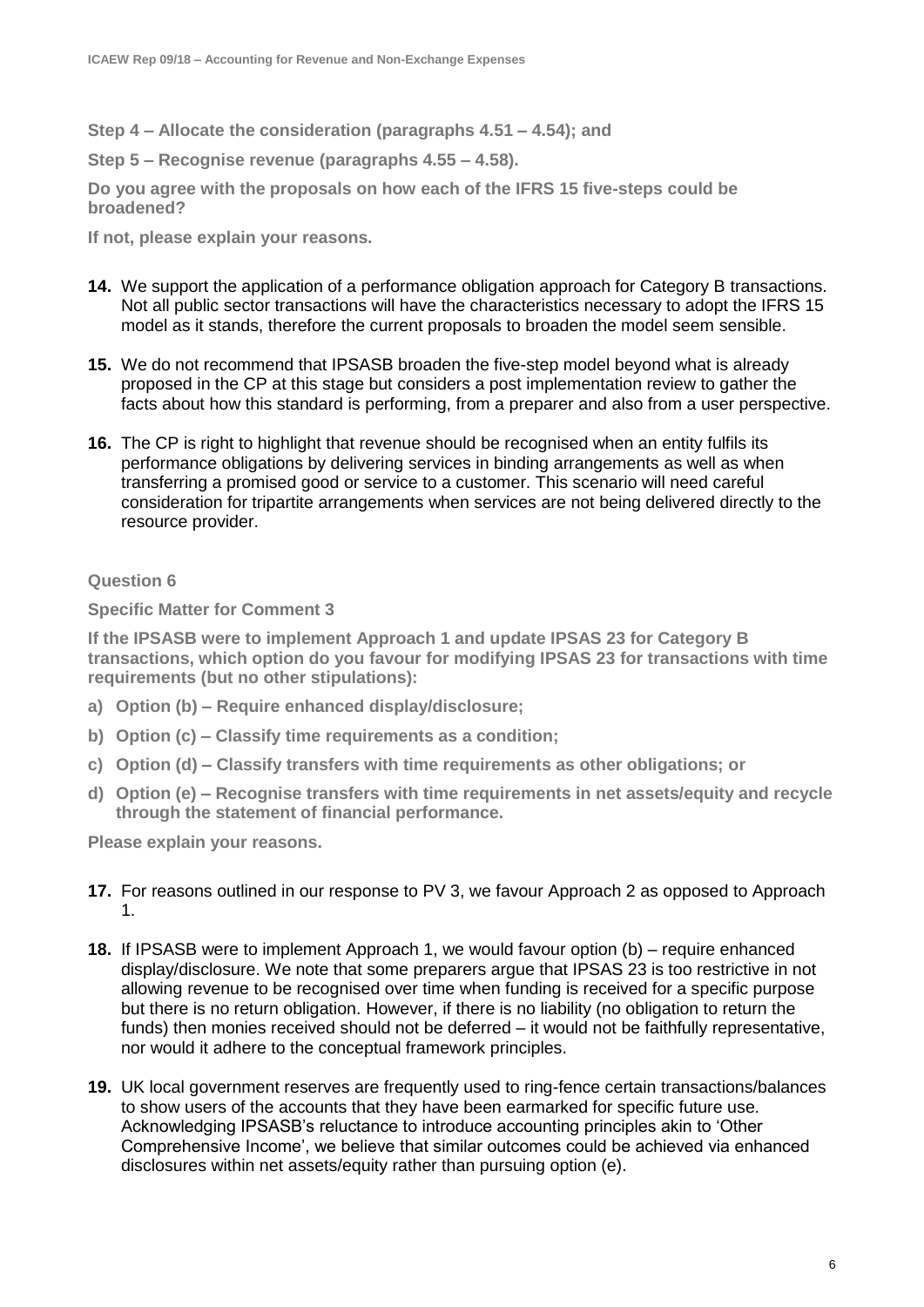**Step 4 – Allocate the consideration (paragraphs 4.51 – 4.54); and**

**Step 5 – Recognise revenue (paragraphs 4.55 – 4.58).**

**Do you agree with the proposals on how each of the IFRS 15 five-steps could be broadened?**

**If not, please explain your reasons.**

**14.** We support the application of a performance obligation approach for Category B transactions. Not all public sector transactions will have the characteristics necessary to adopt the IFRS 15 model as it stands, therefore the current proposals to broaden the model seem sensible.

**15.** We do not recommend that IPSASB broaden the five-step model beyond what is already proposed in the CP at this stage but considers a post implementation review to gather the facts about how this standard is performing, from a preparer and also from a user perspective.

**16.** The CP is right to highlight that revenue should be recognised when an entity fulfils its performance obligations by delivering services in binding arrangements as well as when transferring a promised good or service to a customer. This scenario will need careful consideration for tripartite arrangements when services are not being delivered directly to the resource provider.

**Question 6**

**Specific Matter for Comment 3**

**If the IPSASB were to implement Approach 1 and update IPSAS 23 for Category B transactions, which option do you favour for modifying IPSAS 23 for transactions with time requirements (but no other stipulations):**

a) **Option (b) – Require enhanced display/disclosure;**
b) **Option (c) – Classify time requirements as a condition;**
c) **Option (d) – Classify transfers with time requirements as other obligations; or**
d) **Option (e) – Recognise transfers with time requirements in net assets/equity and recycle through the statement of financial performance.**

**Please explain your reasons.**

**17.** For reasons outlined in our response to PV 3, we favour Approach 2 as opposed to Approach 1.

**18.** If IPSASB were to implement Approach 1, we would favour option (b) – require enhanced display/disclosure. We note that some preparers argue that IPSAS 23 is too restrictive in not allowing revenue to be recognised over time when funding is received for a specific purpose but there is no return obligation. However, if there is no liability (no obligation to return the funds) then monies received should not be deferred – it would not be faithfully representative, nor would it adhere to the conceptual framework principles.

**19.** UK local government reserves are frequently used to ring-fence certain transactions/balances to show users of the accounts that they have been earmarked for specific future use. Acknowledging IPSASB's reluctance to introduce accounting principles akin to 'Other Comprehensive Income', we believe that similar outcomes could be achieved via enhanced disclosures within net assets/equity rather than pursuing option (e).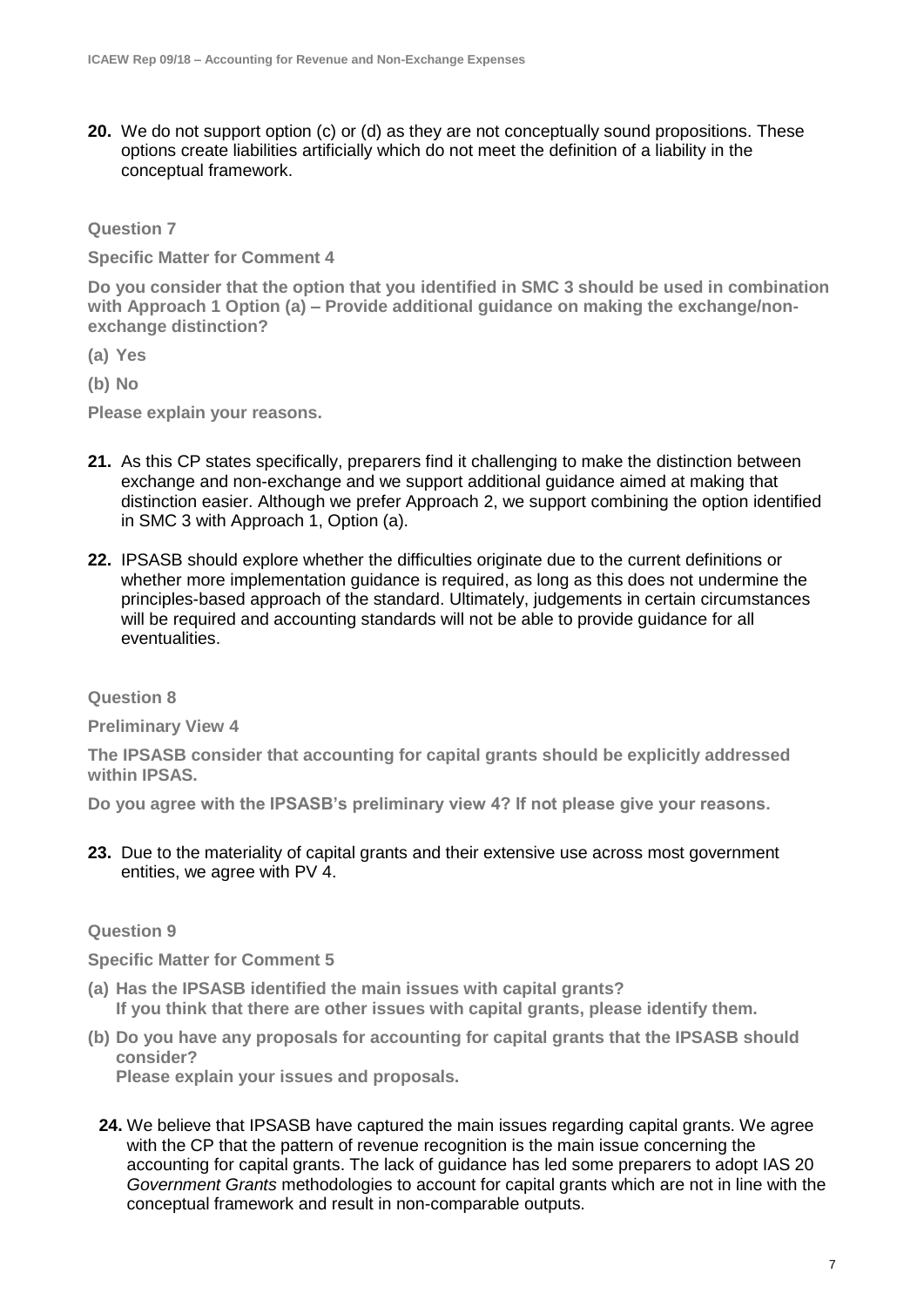**20.** We do not support option (c) or (d) as they are not conceptually sound propositions. These options create liabilities artificially which do not meet the definition of a liability in the conceptual framework.

**Question 7**

**Specific Matter for Comment 4**

**Do you consider that the option that you identified in SMC 3 should be used in combination with Approach 1 Option (a) – Provide additional guidance on making the exchange/non-exchange distinction?**

**(a) Yes**

**(b) No**

**Please explain your reasons.**

**21.** As this CP states specifically, preparers find it challenging to make the distinction between exchange and non-exchange and we support additional guidance aimed at making that distinction easier. Although we prefer Approach 2, we support combining the option identified in SMC 3 with Approach 1, Option (a).

**22.** IPSASB should explore whether the difficulties originate due to the current definitions or whether more implementation guidance is required, as long as this does not undermine the principles-based approach of the standard. Ultimately, judgements in certain circumstances will be required and accounting standards will not be able to provide guidance for all eventualities.

**Question 8**

**Preliminary View 4**

**The IPSASB consider that accounting for capital grants should be explicitly addressed within IPSAS.**

**Do you agree with the IPSASB's preliminary view 4? If not please give your reasons.**

**23.** Due to the materiality of capital grants and their extensive use across most government entities, we agree with PV 4.

**Question 9**

**Specific Matter for Comment 5**

**(a) Has the IPSASB identified the main issues with capital grants?**
**If you think that there are other issues with capital grants, please identify them.**

**(b) Do you have any proposals for accounting for capital grants that the IPSASB should consider?**
**Please explain your issues and proposals.**

**24.** We believe that IPSASB have captured the main issues regarding capital grants. We agree with the CP that the pattern of revenue recognition is the main issue concerning the accounting for capital grants. The lack of guidance has led some preparers to adopt IAS 20 *Government Grants* methodologies to account for capital grants which are not in line with the conceptual framework and result in non-comparable outputs.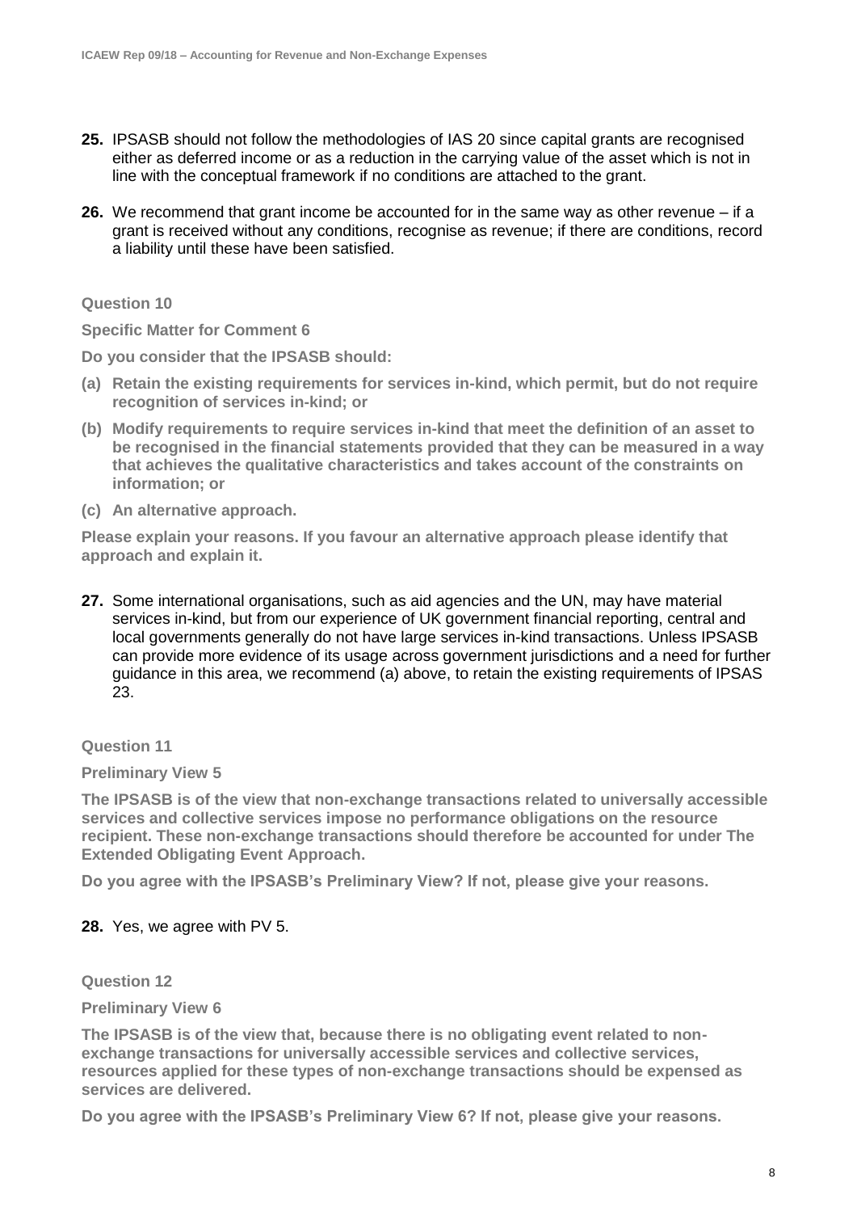**25.** IPSASB should not follow the methodologies of IAS 20 since capital grants are recognised either as deferred income or as a reduction in the carrying value of the asset which is not in line with the conceptual framework if no conditions are attached to the grant.

**26.** We recommend that grant income be accounted for in the same way as other revenue – if a grant is received without any conditions, recognise as revenue; if there are conditions, record a liability until these have been satisfied.

**Question 10**

**Specific Matter for Comment 6**

**Do you consider that the IPSASB should:**

**(a) Retain the existing requirements for services in-kind, which permit, but do not require recognition of services in-kind; or**

**(b) Modify requirements to require services in-kind that meet the definition of an asset to be recognised in the financial statements provided that they can be measured in a way that achieves the qualitative characteristics and takes account of the constraints on information; or**

**(c) An alternative approach.**

**Please explain your reasons. If you favour an alternative approach please identify that approach and explain it.**

**27.** Some international organisations, such as aid agencies and the UN, may have material services in-kind, but from our experience of UK government financial reporting, central and local governments generally do not have large services in-kind transactions. Unless IPSASB can provide more evidence of its usage across government jurisdictions and a need for further guidance in this area, we recommend (a) above, to retain the existing requirements of IPSAS 23.

**Question 11**

**Preliminary View 5**

**The IPSASB is of the view that non-exchange transactions related to universally accessible services and collective services impose no performance obligations on the resource recipient. These non-exchange transactions should therefore be accounted for under The Extended Obligating Event Approach.**

**Do you agree with the IPSASB's Preliminary View? If not, please give your reasons.**

**28.** Yes, we agree with PV 5.

**Question 12**

**Preliminary View 6**

**The IPSASB is of the view that, because there is no obligating event related to non-exchange transactions for universally accessible services and collective services, resources applied for these types of non-exchange transactions should be expensed as services are delivered.**

**Do you agree with the IPSASB's Preliminary View 6? If not, please give your reasons.**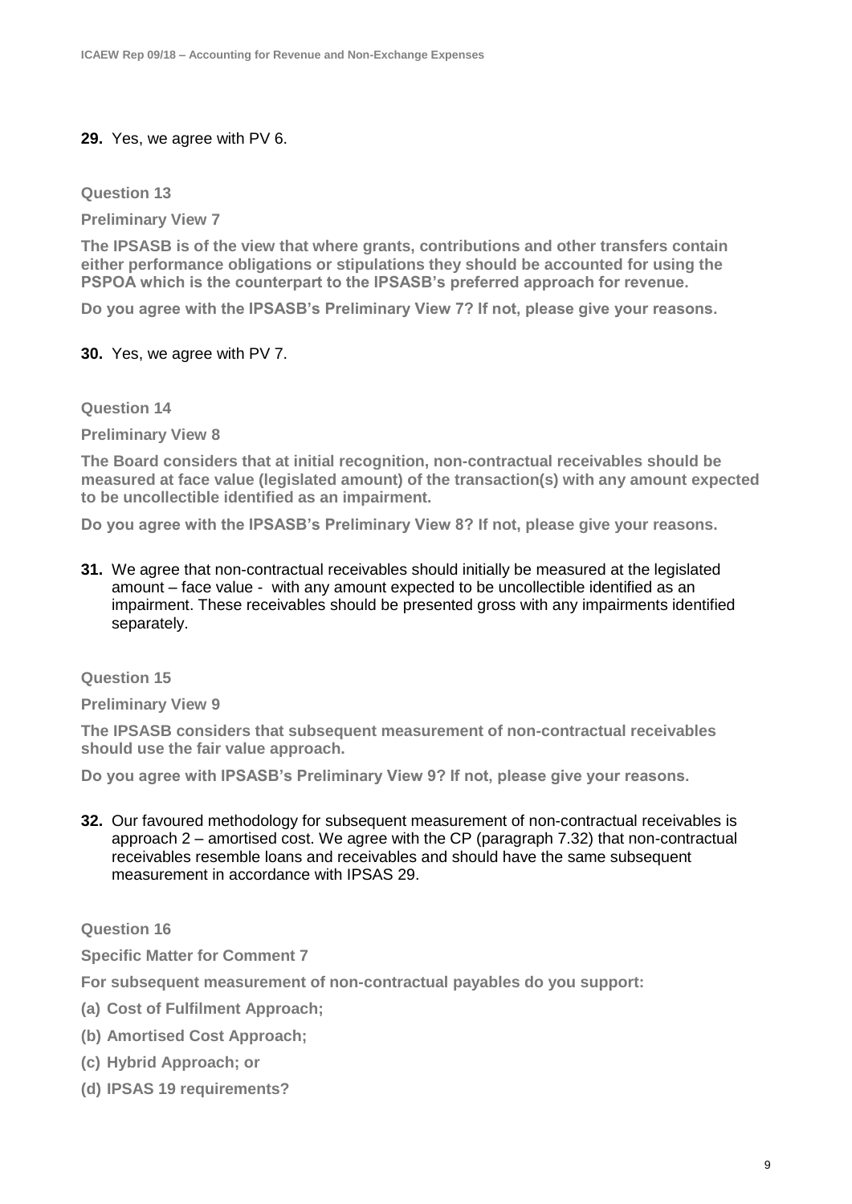**29.** Yes, we agree with PV 6.

**Question 13**

**Preliminary View 7**

**The IPSASB is of the view that where grants, contributions and other transfers contain either performance obligations or stipulations they should be accounted for using the PSPOA which is the counterpart to the IPSASB's preferred approach for revenue.**

**Do you agree with the IPSASB's Preliminary View 7? If not, please give your reasons.**

**30.** Yes, we agree with PV 7.

**Question 14**

**Preliminary View 8**

**The Board considers that at initial recognition, non-contractual receivables should be measured at face value (legislated amount) of the transaction(s) with any amount expected to be uncollectible identified as an impairment.**

**Do you agree with the IPSASB's Preliminary View 8? If not, please give your reasons.**

**31.** We agree that non-contractual receivables should initially be measured at the legislated amount – face value - with any amount expected to be uncollectible identified as an impairment. These receivables should be presented gross with any impairments identified separately.

**Question 15**

**Preliminary View 9**

**The IPSASB considers that subsequent measurement of non-contractual receivables should use the fair value approach.**

**Do you agree with IPSASB's Preliminary View 9? If not, please give your reasons.**

**32.** Our favoured methodology for subsequent measurement of non-contractual receivables is approach 2 – amortised cost. We agree with the CP (paragraph 7.32) that non-contractual receivables resemble loans and receivables and should have the same subsequent measurement in accordance with IPSAS 29.

**Question 16**

**Specific Matter for Comment 7**

**For subsequent measurement of non-contractual payables do you support:**

**(a) Cost of Fulfilment Approach;**

**(b) Amortised Cost Approach;**

**(c) Hybrid Approach; or**

**(d) IPSAS 19 requirements?**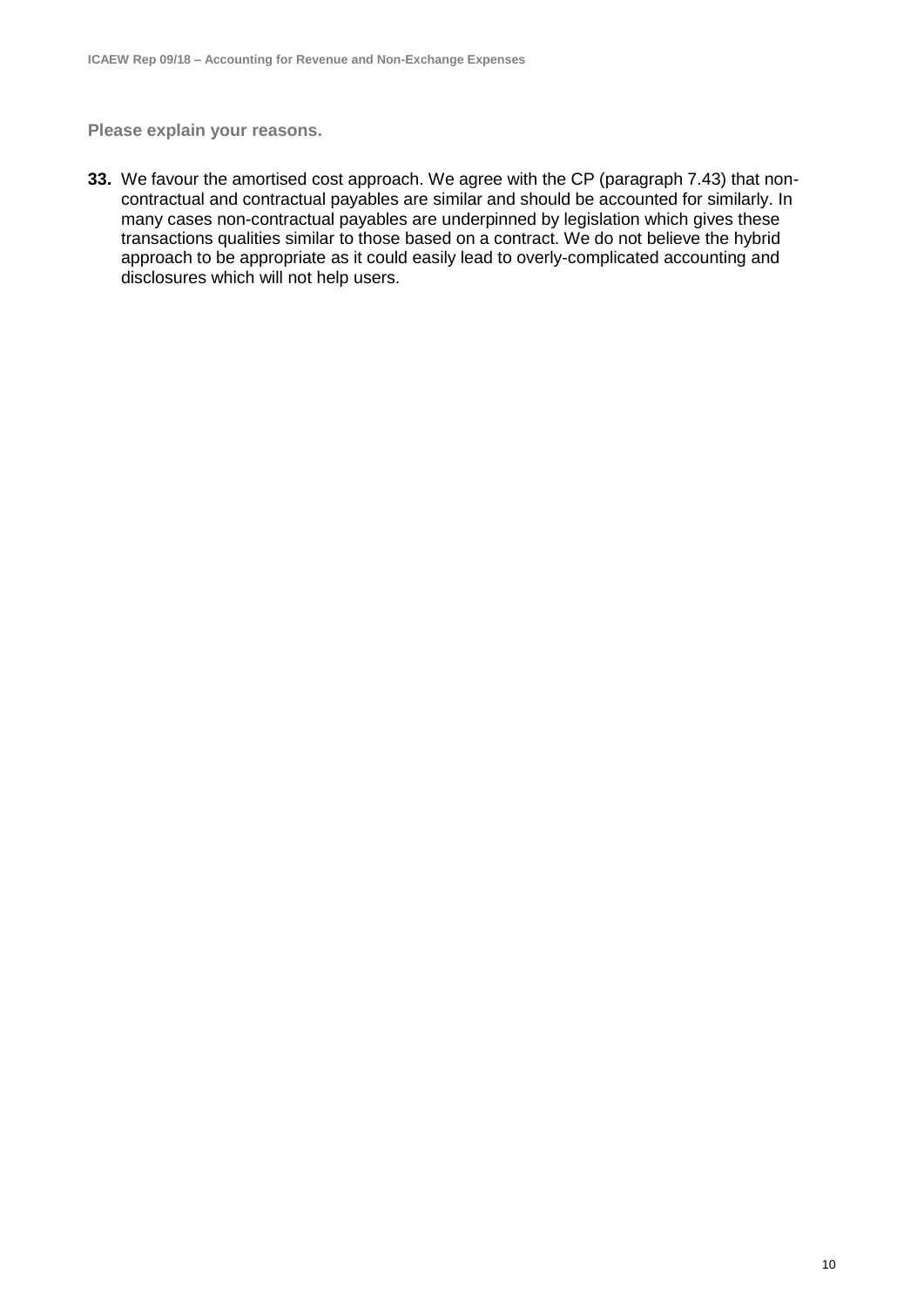**Please explain your reasons.**

**33.** We favour the amortised cost approach. We agree with the CP (paragraph 7.43) that non-contractual and contractual payables are similar and should be accounted for similarly. In many cases non-contractual payables are underpinned by legislation which gives these transactions qualities similar to those based on a contract. We do not believe the hybrid approach to be appropriate as it could easily lead to overly-complicated accounting and disclosures which will not help users.